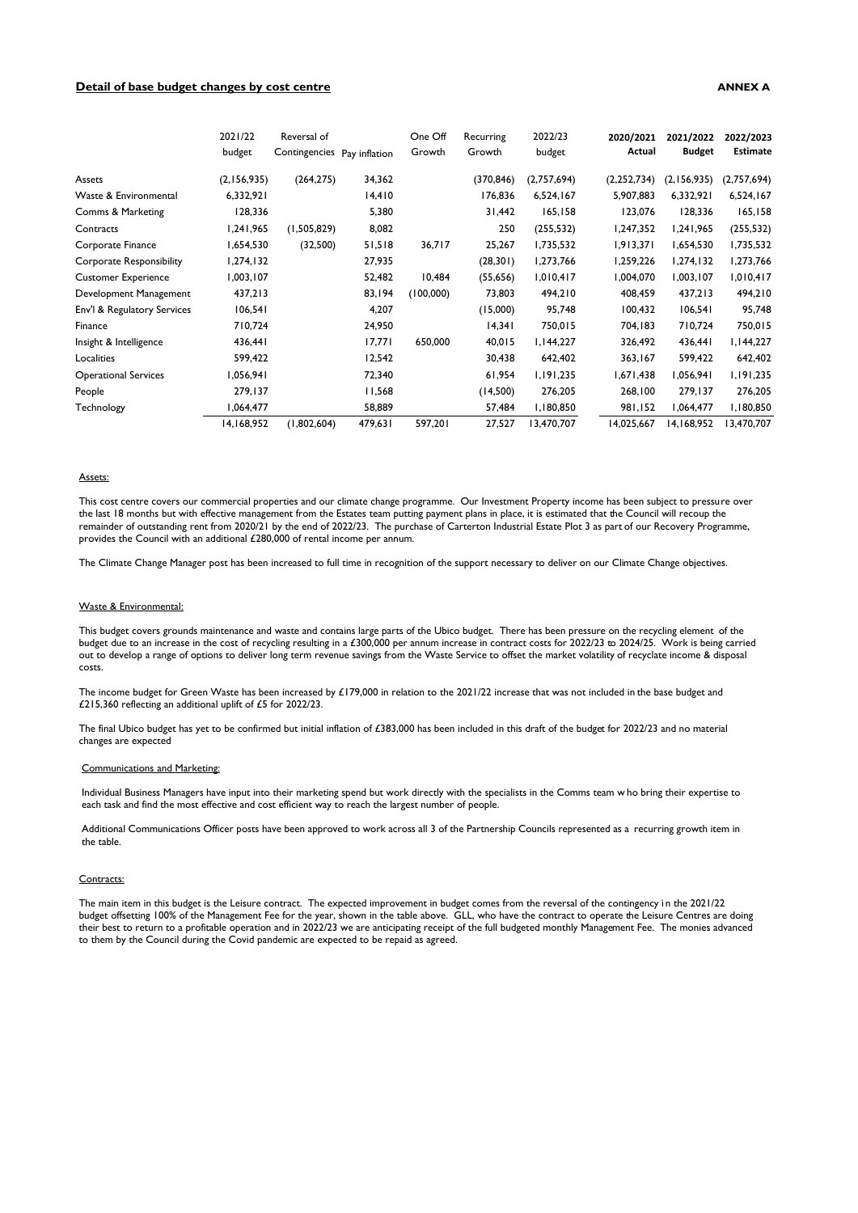**Detail of base budget changes by cost centre** **ANNEX A**

| | 2021/22 budget | Reversal of Contingencies | Pay inflation | One Off Growth | Recurring Growth | 2022/23 budget | **2020/2021 Actual** | **2021/2022 Budget** | **2022/2023 Estimate** |
|---|---|---|---|---|---|---|---|---|---|
| Assets | (2,156,935) | (264,275) | 34,362 | | (370,846) | (2,757,694) | (2,252,734) | (2,156,935) | (2,757,694) |
| Waste & Environmental | 6,332,921 | | 14,410 | | 176,836 | 6,524,167 | 5,907,883 | 6,332,921 | 6,524,167 |
| Comms & Marketing | 128,336 | | 5,380 | | 31,442 | 165,158 | 123,076 | 128,336 | 165,158 |
| Contracts | 1,241,965 | (1,505,829) | 8,082 | | 250 | (255,532) | 1,247,352 | 1,241,965 | (255,532) |
| Corporate Finance | 1,654,530 | (32,500) | 51,518 | 36,717 | 25,267 | 1,735,532 | 1,913,371 | 1,654,530 | 1,735,532 |
| Corporate Responsibility | 1,274,132 | | 27,935 | | (28,301) | 1,273,766 | 1,259,226 | 1,274,132 | 1,273,766 |
| Customer Experience | 1,003,107 | | 52,482 | 10,484 | (55,656) | 1,010,417 | 1,004,070 | 1,003,107 | 1,010,417 |
| Development Management | 437,213 | | 83,194 | (100,000) | 73,803 | 494,210 | 408,459 | 437,213 | 494,210 |
| Env'l & Regulatory Services | 106,541 | | 4,207 | | (15,000) | 95,748 | 100,432 | 106,541 | 95,748 |
| Finance | 710,724 | | 24,950 | | 14,341 | 750,015 | 704,183 | 710,724 | 750,015 |
| Insight & Intelligence | 436,441 | | 17,771 | 650,000 | 40,015 | 1,144,227 | 326,492 | 436,441 | 1,144,227 |
| Localities | 599,422 | | 12,542 | | 30,438 | 642,402 | 363,167 | 599,422 | 642,402 |
| Operational Services | 1,056,941 | | 72,340 | | 61,954 | 1,191,235 | 1,671,438 | 1,056,941 | 1,191,235 |
| People | 279,137 | | 11,568 | | (14,500) | 276,205 | 268,100 | 279,137 | 276,205 |
| Technology | 1,064,477 | | 58,889 | | 57,484 | 1,180,850 | 981,152 | 1,064,477 | 1,180,850 |
| | 14,168,952 | (1,802,604) | 479,631 | 597,201 | 27,527 | 13,470,707 | 14,025,667 | 14,168,952 | 13,470,707 |

Assets:

This cost centre covers our commercial properties and our climate change programme. Our Investment Property income has been subject to pressure over the last 18 months but with effective management from the Estates team putting payment plans in place, it is estimated that the Council will recoup the remainder of outstanding rent from 2020/21 by the end of 2022/23. The purchase of Carterton Industrial Estate Plot 3 as part of our Recovery Programme, provides the Council with an additional £280,000 of rental income per annum.

The Climate Change Manager post has been increased to full time in recognition of the support necessary to deliver on our Climate Change objectives.

Waste & Environmental:

This budget covers grounds maintenance and waste and contains large parts of the Ubico budget. There has been pressure on the recycling element of the budget due to an increase in the cost of recycling resulting in a £300,000 per annum increase in contract costs for 2022/23 to 2024/25. Work is being carried out to develop a range of options to deliver long term revenue savings from the Waste Service to offset the market volatility of recyclate income & disposal costs.

The income budget for Green Waste has been increased by £179,000 in relation to the 2021/22 increase that was not included in the base budget and £215,360 reflecting an additional uplift of £5 for 2022/23.

The final Ubico budget has yet to be confirmed but initial inflation of £383,000 has been included in this draft of the budget for 2022/23 and no material changes are expected

Communications and Marketing:

Individual Business Managers have input into their marketing spend but work directly with the specialists in the Comms team who bring their expertise to each task and find the most effective and cost efficient way to reach the largest number of people.

Additional Communications Officer posts have been approved to work across all 3 of the Partnership Councils represented as a recurring growth item in the table.

Contracts:

The main item in this budget is the Leisure contract. The expected improvement in budget comes from the reversal of the contingency in the 2021/22 budget offsetting 100% of the Management Fee for the year, shown in the table above. GLL, who have the contract to operate the Leisure Centres are doing their best to return to a profitable operation and in 2022/23 we are anticipating receipt of the full budgeted monthly Management Fee. The monies advanced to them by the Council during the Covid pandemic are expected to be repaid as agreed.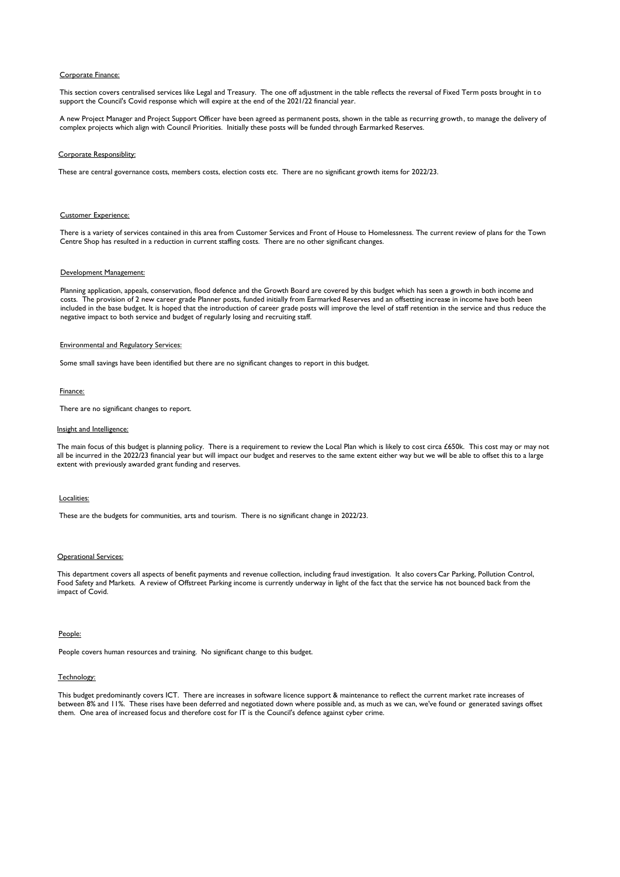Corporate Finance:

This section covers centralised services like Legal and Treasury. The one off adjustment in the table reflects the reversal of Fixed Term posts brought in to support the Council's Covid response which will expire at the end of the 2021/22 financial year.

A new Project Manager and Project Support Officer have been agreed as permanent posts, shown in the table as recurring growth, to manage the delivery of complex projects which align with Council Priorities. Initially these posts will be funded through Earmarked Reserves.

Corporate Responsiblity:

These are central governance costs, members costs, election costs etc. There are no significant growth items for 2022/23.

Customer Experience:

There is a variety of services contained in this area from Customer Services and Front of House to Homelessness. The current review of plans for the Town Centre Shop has resulted in a reduction in current staffing costs. There are no other significant changes.

Development Management:

Planning application, appeals, conservation, flood defence and the Growth Board are covered by this budget which has seen a growth in both income and costs. The provision of 2 new career grade Planner posts, funded initially from Earmarked Reserves and an offsetting increase in income have both been included in the base budget. It is hoped that the introduction of career grade posts will improve the level of staff retention in the service and thus reduce the negative impact to both service and budget of regularly losing and recruiting staff.

Environmental and Regulatory Services:

Some small savings have been identified but there are no significant changes to report in this budget.

Finance:

There are no significant changes to report.

Insight and Intelligence:

The main focus of this budget is planning policy. There is a requirement to review the Local Plan which is likely to cost circa £650k. This cost may or may not all be incurred in the 2022/23 financial year but will impact our budget and reserves to the same extent either way but we will be able to offset this to a large extent with previously awarded grant funding and reserves.

Localities:

These are the budgets for communities, arts and tourism. There is no significant change in 2022/23.

Operational Services:

This department covers all aspects of benefit payments and revenue collection, including fraud investigation. It also covers Car Parking, Pollution Control, Food Safety and Markets. A review of Offstreet Parking income is currently underway in light of the fact that the service has not bounced back from the impact of Covid.

People:

People covers human resources and training. No significant change to this budget.

Technology:

This budget predominantly covers ICT. There are increases in software licence support & maintenance to reflect the current market rate increases of between 8% and 11%. These rises have been deferred and negotiated down where possible and, as much as we can, we've found or generated savings offset them. One area of increased focus and therefore cost for IT is the Council's defence against cyber crime.